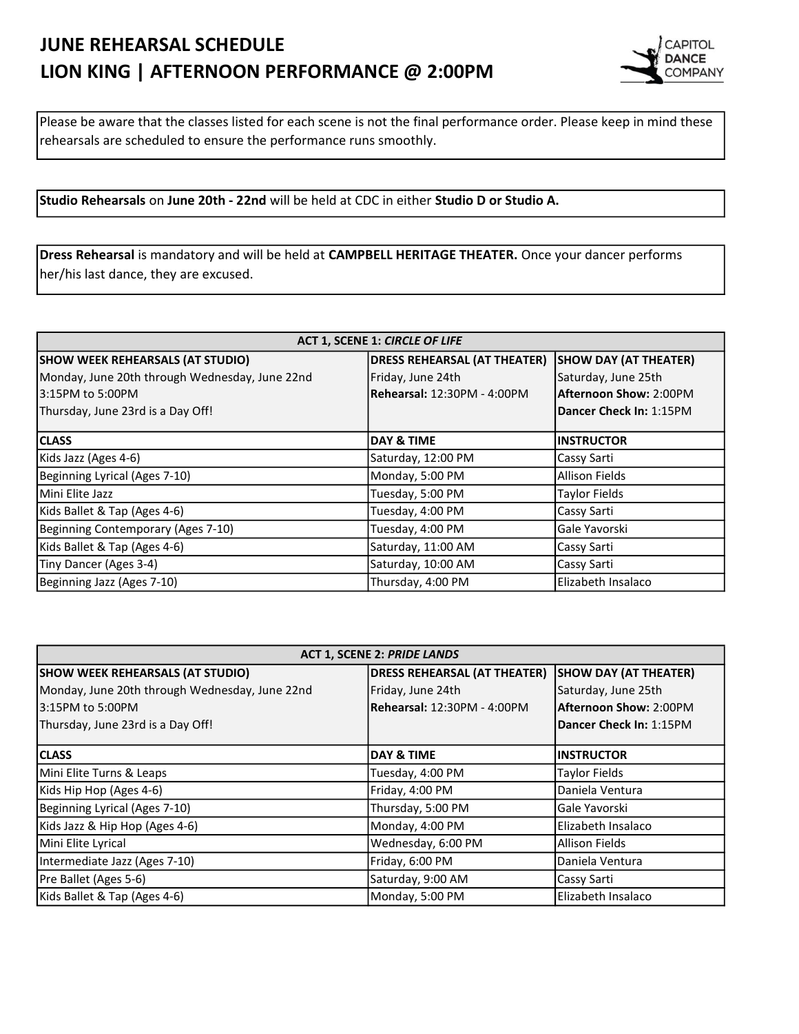# JUNE REHEARSAL SCHEDULE
# LION KING | AFTERNOON PERFORMANCE @ 2:00PM

Please be aware that the classes listed for each scene is not the final performance order. Please keep in mind these rehearsals are scheduled to ensure the performance runs smoothly.

**Studio Rehearsals** on **June 20th - 22nd** will be held at CDC in either **Studio D or Studio A.**

**Dress Rehearsal** is mandatory and will be held at **CAMPBELL HERITAGE THEATER.** Once your dancer performs her/his last dance, they are excused.

| ACT 1, SCENE 1: *CIRCLE OF LIFE* | | |
|---|---|---|
| **SHOW WEEK REHEARSALS (AT STUDIO)**<br>Monday, June 20th through Wednesday, June 22nd<br>3:15PM to 5:00PM<br>Thursday, June 23rd is a Day Off! | **DRESS REHEARSAL (AT THEATER)**<br>Friday, June 24th<br>**Rehearsal:** 12:30PM - 4:00PM | **SHOW DAY (AT THEATER)**<br>Saturday, June 25th<br>**Afternoon Show:** 2:00PM<br>**Dancer Check In:** 1:15PM |
| **CLASS** | **DAY & TIME** | **INSTRUCTOR** |
| Kids Jazz (Ages 4-6) | Saturday, 12:00 PM | Cassy Sarti |
| Beginning Lyrical (Ages 7-10) | Monday, 5:00 PM | Allison Fields |
| Mini Elite Jazz | Tuesday, 5:00 PM | Taylor Fields |
| Kids Ballet & Tap (Ages 4-6) | Tuesday, 4:00 PM | Cassy Sarti |
| Beginning Contemporary (Ages 7-10) | Tuesday, 4:00 PM | Gale Yavorski |
| Kids Ballet & Tap (Ages 4-6) | Saturday, 11:00 AM | Cassy Sarti |
| Tiny Dancer (Ages 3-4) | Saturday, 10:00 AM | Cassy Sarti |
| Beginning Jazz (Ages 7-10) | Thursday, 4:00 PM | Elizabeth Insalaco |

| ACT 1, SCENE 2: *PRIDE LANDS* | | |
|---|---|---|
| **SHOW WEEK REHEARSALS (AT STUDIO)**<br>Monday, June 20th through Wednesday, June 22nd<br>3:15PM to 5:00PM<br>Thursday, June 23rd is a Day Off! | **DRESS REHEARSAL (AT THEATER)**<br>Friday, June 24th<br>**Rehearsal:** 12:30PM - 4:00PM | **SHOW DAY (AT THEATER)**<br>Saturday, June 25th<br>**Afternoon Show:** 2:00PM<br>**Dancer Check In:** 1:15PM |
| **CLASS** | **DAY & TIME** | **INSTRUCTOR** |
| Mini Elite Turns & Leaps | Tuesday, 4:00 PM | Taylor Fields |
| Kids Hip Hop (Ages 4-6) | Friday, 4:00 PM | Daniela Ventura |
| Beginning Lyrical (Ages 7-10) | Thursday, 5:00 PM | Gale Yavorski |
| Kids Jazz & Hip Hop (Ages 4-6) | Monday, 4:00 PM | Elizabeth Insalaco |
| Mini Elite Lyrical | Wednesday, 6:00 PM | Allison Fields |
| Intermediate Jazz (Ages 7-10) | Friday, 6:00 PM | Daniela Ventura |
| Pre Ballet (Ages 5-6) | Saturday, 9:00 AM | Cassy Sarti |
| Kids Ballet & Tap (Ages 4-6) | Monday, 5:00 PM | Elizabeth Insalaco |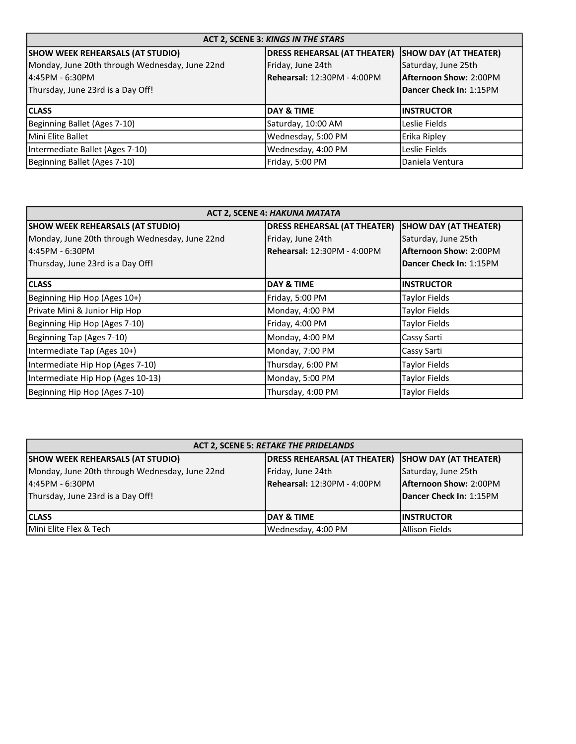| ACT 2, SCENE 3: *KINGS IN THE STARS* | | |
|---|---|---|
| **SHOW WEEK REHEARSALS (AT STUDIO)**<br>Monday, June 20th through Wednesday, June 22nd<br>4:45PM - 6:30PM<br>Thursday, June 23rd is a Day Off! | **DRESS REHEARSAL (AT THEATER)**<br>Friday, June 24th<br>**Rehearsal:** 12:30PM - 4:00PM | **SHOW DAY (AT THEATER)**<br>Saturday, June 25th<br>**Afternoon Show:** 2:00PM<br>**Dancer Check In:** 1:15PM |
| **CLASS** | **DAY & TIME** | **INSTRUCTOR** |
| Beginning Ballet (Ages 7-10) | Saturday, 10:00 AM | Leslie Fields |
| Mini Elite Ballet | Wednesday, 5:00 PM | Erika Ripley |
| Intermediate Ballet (Ages 7-10) | Wednesday, 4:00 PM | Leslie Fields |
| Beginning Ballet (Ages 7-10) | Friday, 5:00 PM | Daniela Ventura |

| ACT 2, SCENE 4: *HAKUNA MATATA* | | |
|---|---|---|
| **SHOW WEEK REHEARSALS (AT STUDIO)**<br>Monday, June 20th through Wednesday, June 22nd<br>4:45PM - 6:30PM<br>Thursday, June 23rd is a Day Off! | **DRESS REHEARSAL (AT THEATER)**<br>Friday, June 24th<br>**Rehearsal:** 12:30PM - 4:00PM | **SHOW DAY (AT THEATER)**<br>Saturday, June 25th<br>**Afternoon Show:** 2:00PM<br>**Dancer Check In:** 1:15PM |
| **CLASS** | **DAY & TIME** | **INSTRUCTOR** |
| Beginning Hip Hop (Ages 10+) | Friday, 5:00 PM | Taylor Fields |
| Private Mini & Junior Hip Hop | Monday, 4:00 PM | Taylor Fields |
| Beginning Hip Hop (Ages 7-10) | Friday, 4:00 PM | Taylor Fields |
| Beginning Tap (Ages 7-10) | Monday, 4:00 PM | Cassy Sarti |
| Intermediate Tap (Ages 10+) | Monday, 7:00 PM | Cassy Sarti |
| Intermediate Hip Hop (Ages 7-10) | Thursday, 6:00 PM | Taylor Fields |
| Intermediate Hip Hop (Ages 10-13) | Monday, 5:00 PM | Taylor Fields |
| Beginning Hip Hop (Ages 7-10) | Thursday, 4:00 PM | Taylor Fields |

| ACT 2, SCENE 5: *RETAKE THE PRIDELANDS* | | |
|---|---|---|
| **SHOW WEEK REHEARSALS (AT STUDIO)**<br>Monday, June 20th through Wednesday, June 22nd<br>4:45PM - 6:30PM<br>Thursday, June 23rd is a Day Off! | **DRESS REHEARSAL (AT THEATER)**<br>Friday, June 24th<br>**Rehearsal:** 12:30PM - 4:00PM | **SHOW DAY (AT THEATER)**<br>Saturday, June 25th<br>**Afternoon Show:** 2:00PM<br>**Dancer Check In:** 1:15PM |
| **CLASS** | **DAY & TIME** | **INSTRUCTOR** |
| Mini Elite Flex & Tech | Wednesday, 4:00 PM | Allison Fields |